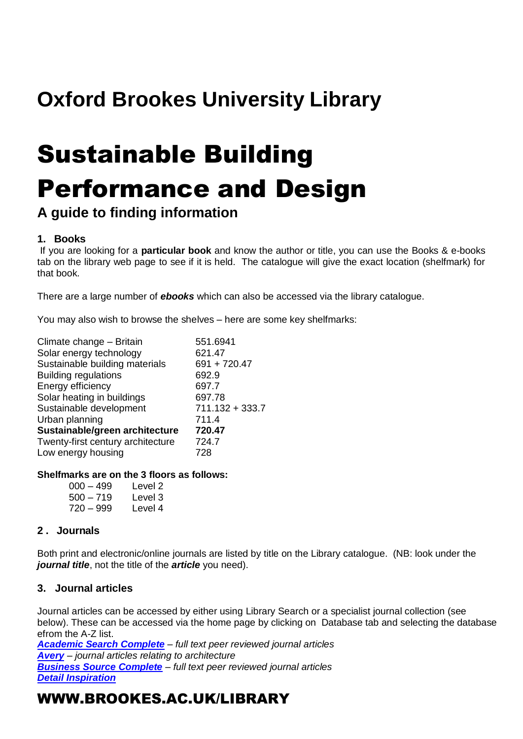## Oxford Brookes University Library

# Sustainable Building Performance and Design

### A guide to finding information

**1. Books**

If you are looking for a **particular book** and know the author or title, you can use the Books & e-books tab on the library web page to see if it is held. The catalogue will give the exact location (shelfmark) for that book.

There are a large number of ***ebooks*** which can also be accessed via the library catalogue.

You may also wish to browse the shelves – here are some key shelfmarks:

| | |
|---|---|
| Climate change – Britain | 551.6941 |
| Solar energy technology | 621.47 |
| Sustainable building materials | 691 + 720.47 |
| Building regulations | 692.9 |
| Energy efficiency | 697.7 |
| Solar heating in buildings | 697.78 |
| Sustainable development | 711.132 + 333.7 |
| Urban planning | 711.4 |
| **Sustainable/green architecture** | **720.47** |
| Twenty-first century architecture | 724.7 |
| Low energy housing | 728 |

**Shelfmarks are on the 3 floors as follows:**

| | |
|---|---|
| 000 – 499 | Level 2 |
| 500 – 719 | Level 3 |
| 720 – 999 | Level 4 |

**2 . Journals**

Both print and electronic/online journals are listed by title on the Library catalogue. (NB: look under the ***journal title***, not the title of the ***article*** you need).

**3. Journal articles**

Journal articles can be accessed by either using Library Search or a specialist journal collection (see below). These can be accessed via the home page by clicking on Database tab and selecting the database efrom the A-Z list.

***Academic Search Complete*** – *full text peer reviewed journal articles*
***Avery*** – *journal articles relating to architecture*
***Business Source Complete*** – *full text peer reviewed journal articles*
***Detail Inspiration***

**WWW.BROOKES.AC.UK/LIBRARY**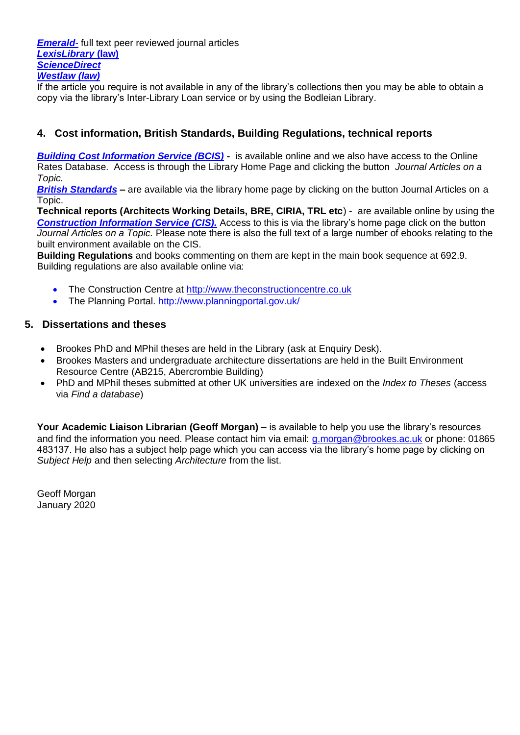[***Emerald***](#)- full text peer reviewed journal articles
[***LexisLibrary* (law)**](#)
[***ScienceDirect***](#)
[***Westlaw (law)***](#)
If the article you require is not available in any of the library's collections then you may be able to obtain a copy via the library's Inter-Library Loan service or by using the Bodleian Library.

## 4. Cost information, British Standards, Building Regulations, technical reports

[***Building Cost Information Service (BCIS)***](#) **-** is available online and we also have access to the Online Rates Database. Access is through the Library Home Page and clicking the button *Journal Articles on a Topic.*
[***British Standards***](#) **–** are available via the library home page by clicking on the button Journal Articles on a Topic.
**Technical reports (Architects Working Details, BRE, CIRIA, TRL etc**) - are available online by using the [***Construction Information Service (CIS).***](#) Access to this is via the library's home page click on the button *Journal Articles on a Topic.* Please note there is also the full text of a large number of ebooks relating to the built environment available on the CIS.
**Building Regulations** and books commenting on them are kept in the main book sequence at 692.9. Building regulations are also available online via:

- The Construction Centre at http://www.theconstructioncentre.co.uk
- The Planning Portal. http://www.planningportal.gov.uk/

## 5. Dissertations and theses

- Brookes PhD and MPhil theses are held in the Library (ask at Enquiry Desk).
- Brookes Masters and undergraduate architecture dissertations are held in the Built Environment Resource Centre (AB215, Abercrombie Building)
- PhD and MPhil theses submitted at other UK universities are indexed on the *Index to Theses* (access via *Find a database*)

**Your Academic Liaison Librarian (Geoff Morgan) –** is available to help you use the library's resources and find the information you need. Please contact him via email: g.morgan@brookes.ac.uk or phone: 01865 483137. He also has a subject help page which you can access via the library's home page by clicking on *Subject Help* and then selecting *Architecture* from the list.

Geoff Morgan
January 2020